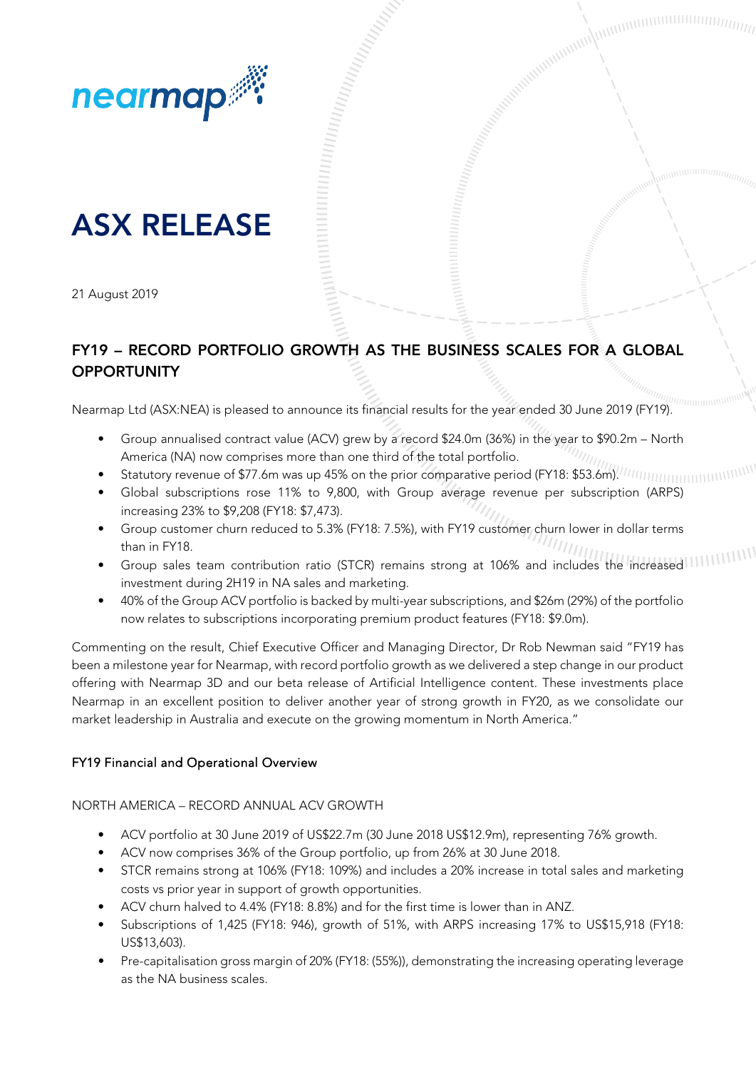# ASX RELEASE

21 August 2019

## FY19 – RECORD PORTFOLIO GROWTH AS THE BUSINESS SCALES FOR A GLOBAL OPPORTUNITY

Nearmap Ltd (ASX:NEA) is pleased to announce its financial results for the year ended 30 June 2019 (FY19).

- Group annualised contract value (ACV) grew by a record $24.0m (36%) in the year to $90.2m – North America (NA) now comprises more than one third of the total portfolio.
- Statutory revenue of $77.6m was up 45% on the prior comparative period (FY18: $53.6m).
- Global subscriptions rose 11% to 9,800, with Group average revenue per subscription (ARPS) increasing 23% to $9,208 (FY18: $7,473).
- Group customer churn reduced to 5.3% (FY18: 7.5%), with FY19 customer churn lower in dollar terms than in FY18.
- Group sales team contribution ratio (STCR) remains strong at 106% and includes the increased investment during 2H19 in NA sales and marketing.
- 40% of the Group ACV portfolio is backed by multi-year subscriptions, and $26m (29%) of the portfolio now relates to subscriptions incorporating premium product features (FY18: $9.0m).

Commenting on the result, Chief Executive Officer and Managing Director, Dr Rob Newman said "FY19 has been a milestone year for Nearmap, with record portfolio growth as we delivered a step change in our product offering with Nearmap 3D and our beta release of Artificial Intelligence content. These investments place Nearmap in an excellent position to deliver another year of strong growth in FY20, as we consolidate our market leadership in Australia and execute on the growing momentum in North America."

### FY19 Financial and Operational Overview

NORTH AMERICA – RECORD ANNUAL ACV GROWTH

- ACV portfolio at 30 June 2019 of US$22.7m (30 June 2018 US$12.9m), representing 76% growth.
- ACV now comprises 36% of the Group portfolio, up from 26% at 30 June 2018.
- STCR remains strong at 106% (FY18: 109%) and includes a 20% increase in total sales and marketing costs vs prior year in support of growth opportunities.
- ACV churn halved to 4.4% (FY18: 8.8%) and for the first time is lower than in ANZ.
- Subscriptions of 1,425 (FY18: 946), growth of 51%, with ARPS increasing 17% to US$15,918 (FY18: US$13,603).
- Pre-capitalisation gross margin of 20% (FY18: (55%)), demonstrating the increasing operating leverage as the NA business scales.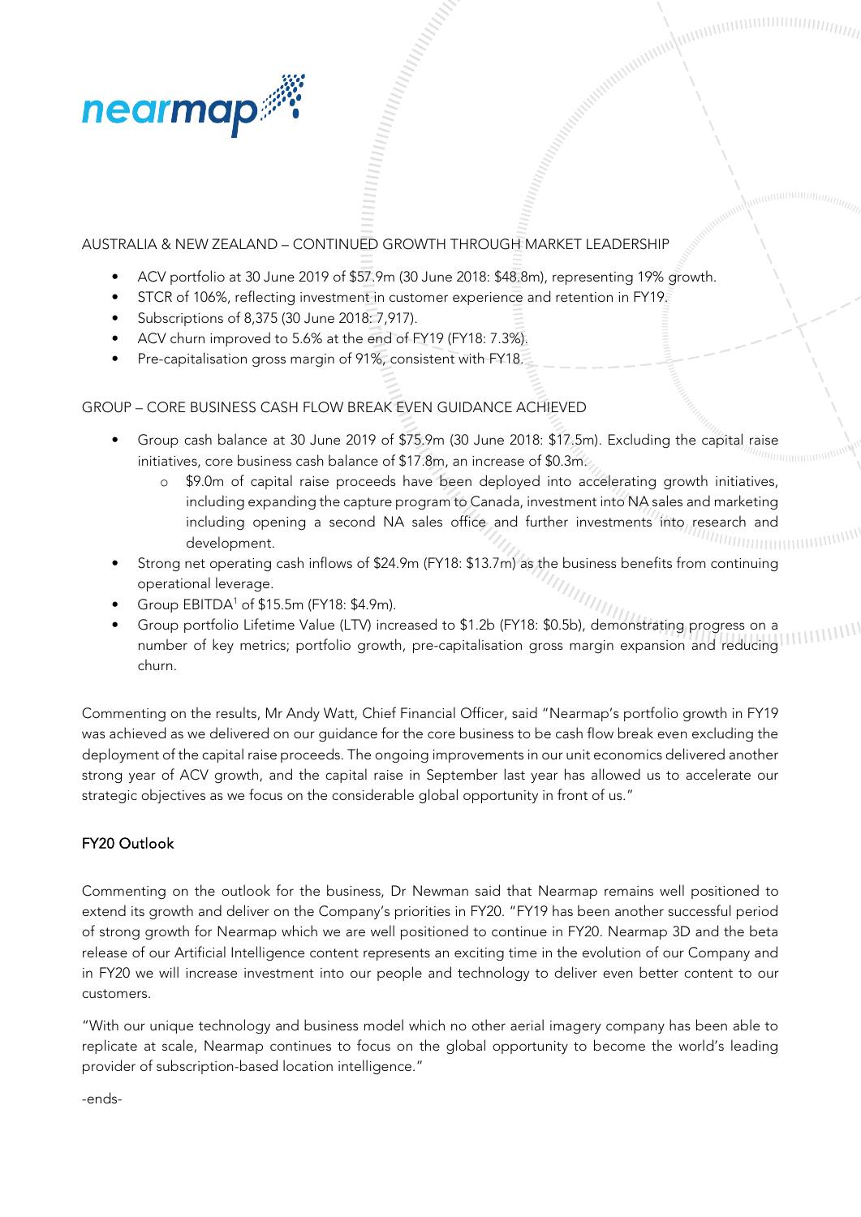AUSTRALIA & NEW ZEALAND – CONTINUED GROWTH THROUGH MARKET LEADERSHIP

- ACV portfolio at 30 June 2019 of $57.9m (30 June 2018: $48.8m), representing 19% growth.
- STCR of 106%, reflecting investment in customer experience and retention in FY19.
- Subscriptions of 8,375 (30 June 2018: 7,917).
- ACV churn improved to 5.6% at the end of FY19 (FY18: 7.3%).
- Pre-capitalisation gross margin of 91%, consistent with FY18.

GROUP – CORE BUSINESS CASH FLOW BREAK EVEN GUIDANCE ACHIEVED

- Group cash balance at 30 June 2019 of $75.9m (30 June 2018: $17.5m). Excluding the capital raise initiatives, core business cash balance of $17.8m, an increase of $0.3m.
  - $9.0m of capital raise proceeds have been deployed into accelerating growth initiatives, including expanding the capture program to Canada, investment into NA sales and marketing including opening a second NA sales office and further investments into research and development.
- Strong net operating cash inflows of $24.9m (FY18: $13.7m) as the business benefits from continuing operational leverage.
- Group EBITDA[1] of $15.5m (FY18: $4.9m).
- Group portfolio Lifetime Value (LTV) increased to $1.2b (FY18: $0.5b), demonstrating progress on a number of key metrics; portfolio growth, pre-capitalisation gross margin expansion and reducing churn.

Commenting on the results, Mr Andy Watt, Chief Financial Officer, said "Nearmap's portfolio growth in FY19 was achieved as we delivered on our guidance for the core business to be cash flow break even excluding the deployment of the capital raise proceeds. The ongoing improvements in our unit economics delivered another strong year of ACV growth, and the capital raise in September last year has allowed us to accelerate our strategic objectives as we focus on the considerable global opportunity in front of us."

## FY20 Outlook

Commenting on the outlook for the business, Dr Newman said that Nearmap remains well positioned to extend its growth and deliver on the Company's priorities in FY20. "FY19 has been another successful period of strong growth for Nearmap which we are well positioned to continue in FY20. Nearmap 3D and the beta release of our Artificial Intelligence content represents an exciting time in the evolution of our Company and in FY20 we will increase investment into our people and technology to deliver even better content to our customers.

"With our unique technology and business model which no other aerial imagery company has been able to replicate at scale, Nearmap continues to focus on the global opportunity to become the world's leading provider of subscription-based location intelligence."

-ends-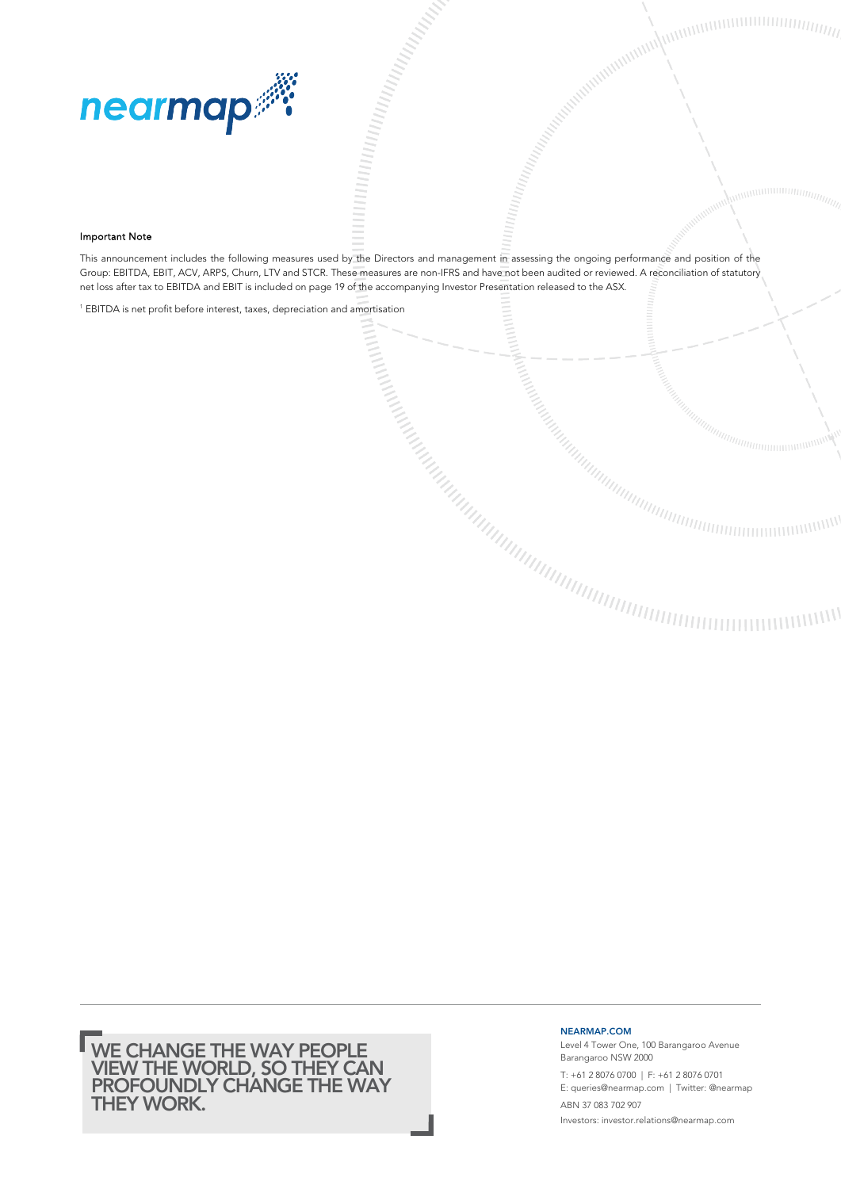### Important Note

This announcement includes the following measures used by the Directors and management in assessing the ongoing performance and position of the Group: EBITDA, EBIT, ACV, ARPS, Churn, LTV and STCR. These measures are non-IFRS and have not been audited or reviewed. A reconciliation of statutory net loss after tax to EBITDA and EBIT is included on page 19 of the accompanying Investor Presentation released to the ASX.

[1] EBITDA is net profit before interest, taxes, depreciation and amortisation

WE CHANGE THE WAY PEOPLE VIEW THE WORLD, SO THEY CAN PROFOUNDLY CHANGE THE WAY THEY WORK.

**NEARMAP.COM**

Level 4 Tower One, 100 Barangaroo Avenue
Barangaroo NSW 2000

T: +61 2 8076 0700 | F: +61 2 8076 0701
E: queries@nearmap.com | Twitter: @nearmap

ABN 37 083 702 907

Investors: investor.relations@nearmap.com